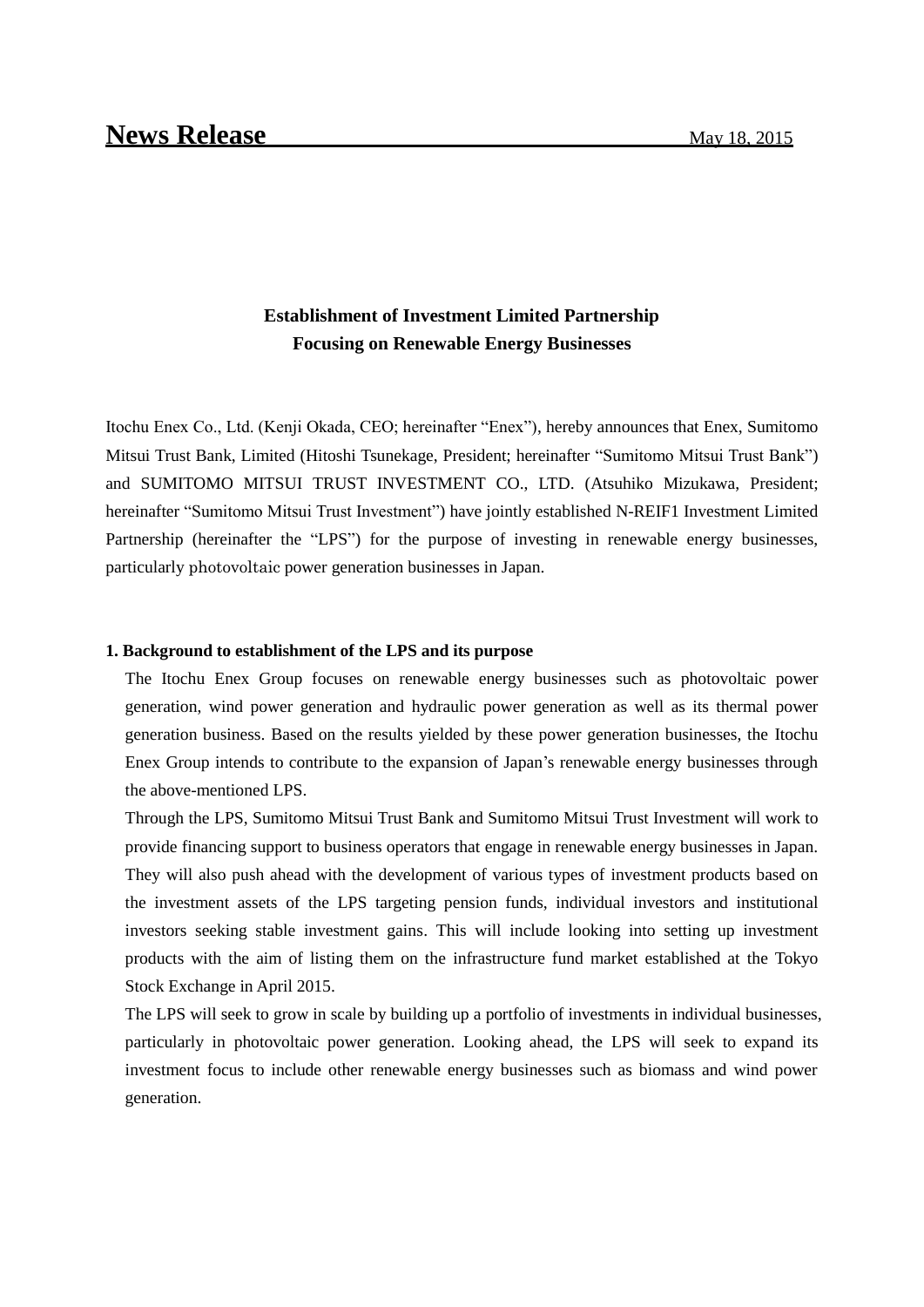# News Release

May 18, 2015

## Establishment of Investment Limited Partnership Focusing on Renewable Energy Businesses

Itochu Enex Co., Ltd. (Kenji Okada, CEO; hereinafter "Enex"), hereby announces that Enex, Sumitomo Mitsui Trust Bank, Limited (Hitoshi Tsunekage, President; hereinafter "Sumitomo Mitsui Trust Bank") and SUMITOMO MITSUI TRUST INVESTMENT CO., LTD. (Atsuhiko Mizukawa, President; hereinafter "Sumitomo Mitsui Trust Investment") have jointly established N-REIF1 Investment Limited Partnership (hereinafter the "LPS") for the purpose of investing in renewable energy businesses, particularly photovoltaic power generation businesses in Japan.

### 1. Background to establishment of the LPS and its purpose

The Itochu Enex Group focuses on renewable energy businesses such as photovoltaic power generation, wind power generation and hydraulic power generation as well as its thermal power generation business. Based on the results yielded by these power generation businesses, the Itochu Enex Group intends to contribute to the expansion of Japan's renewable energy businesses through the above-mentioned LPS.

Through the LPS, Sumitomo Mitsui Trust Bank and Sumitomo Mitsui Trust Investment will work to provide financing support to business operators that engage in renewable energy businesses in Japan. They will also push ahead with the development of various types of investment products based on the investment assets of the LPS targeting pension funds, individual investors and institutional investors seeking stable investment gains. This will include looking into setting up investment products with the aim of listing them on the infrastructure fund market established at the Tokyo Stock Exchange in April 2015.

The LPS will seek to grow in scale by building up a portfolio of investments in individual businesses, particularly in photovoltaic power generation. Looking ahead, the LPS will seek to expand its investment focus to include other renewable energy businesses such as biomass and wind power generation.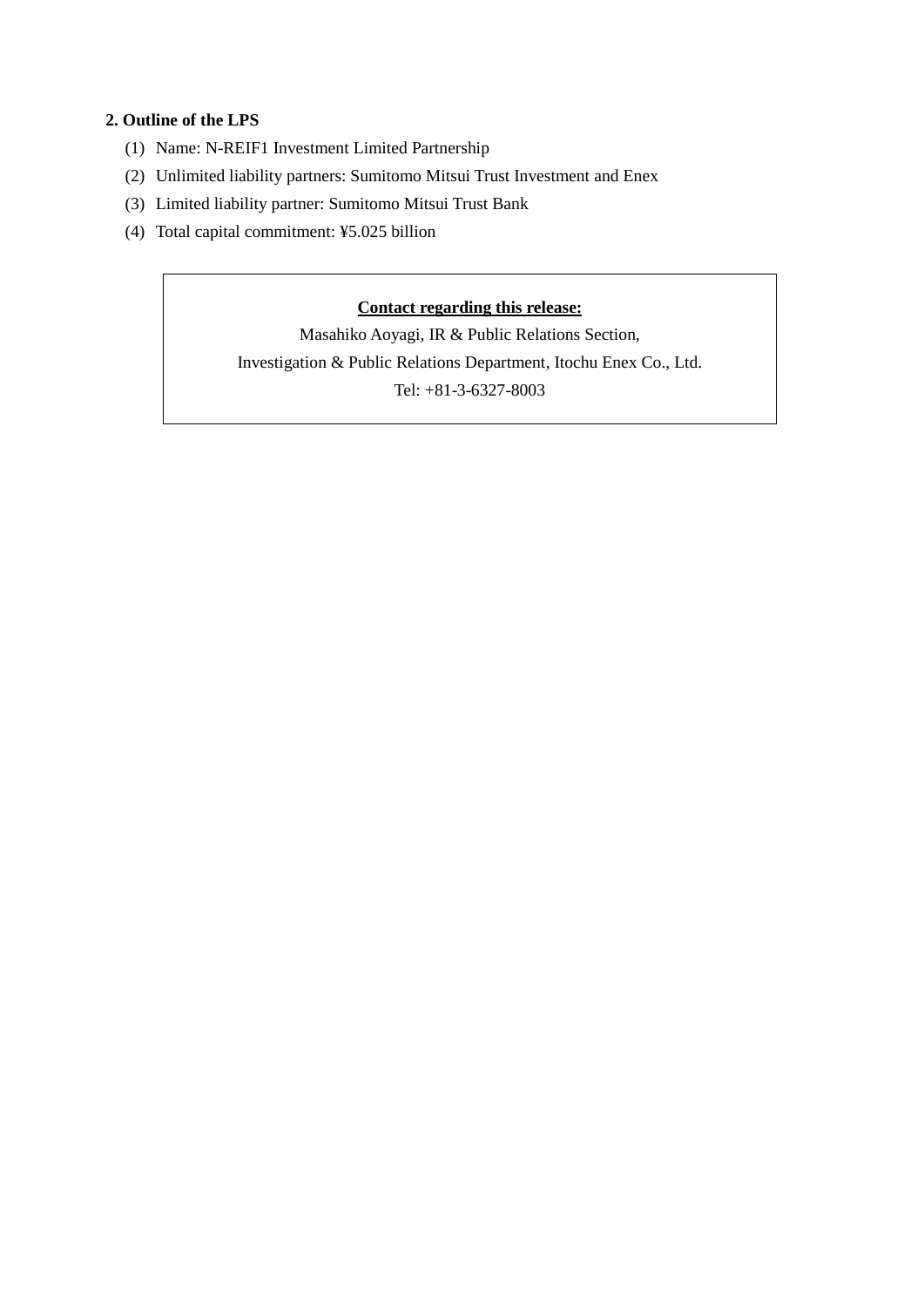## 2. Outline of the LPS

(1) Name: N-REIF1 Investment Limited Partnership

(2) Unlimited liability partners: Sumitomo Mitsui Trust Investment and Enex

(3) Limited liability partner: Sumitomo Mitsui Trust Bank

(4) Total capital commitment: ¥5.025 billion

**Contact regarding this release:**

Masahiko Aoyagi, IR & Public Relations Section,

Investigation & Public Relations Department, Itochu Enex Co., Ltd.

Tel: +81-3-6327-8003